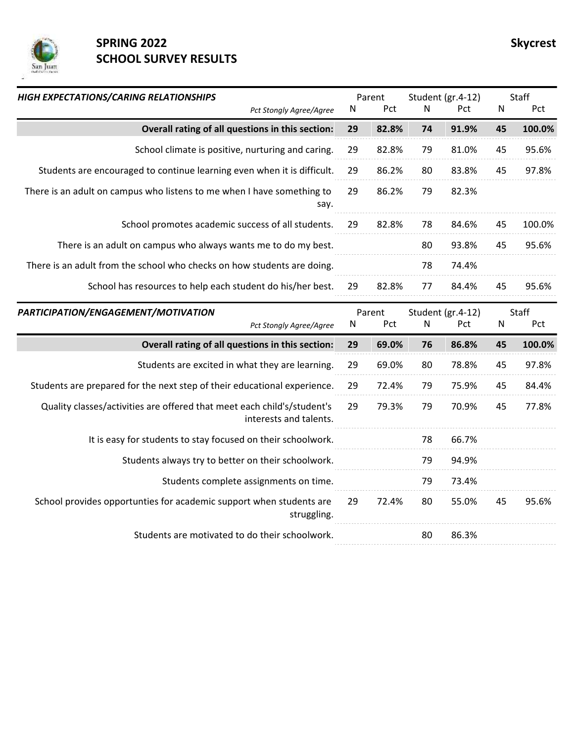# SPRING 2022
# SCHOOL SURVEY RESULTS

**Skycrest**

| ***HIGH EXPECTATIONS/CARING RELATIONSHIPS*** | Parent | | Student (gr.4-12) | | Staff | |
|---|---|---|---|---|---|---|
| *Pct Stongly Agree/Agree* | N | Pct | N | Pct | N | Pct |
| **Overall rating of all questions in this section:** | **29** | **82.8%** | **74** | **91.9%** | **45** | **100.0%** |
| School climate is positive, nurturing and caring. | 29 | 82.8% | 79 | 81.0% | 45 | 95.6% |
| Students are encouraged to continue learning even when it is difficult. | 29 | 86.2% | 80 | 83.8% | 45 | 97.8% |
| There is an adult on campus who listens to me when I have something to say. | 29 | 86.2% | 79 | 82.3% | | |
| School promotes academic success of all students. | 29 | 82.8% | 78 | 84.6% | 45 | 100.0% |
| There is an adult on campus who always wants me to do my best. | | | 80 | 93.8% | 45 | 95.6% |
| There is an adult from the school who checks on how students are doing. | | | 78 | 74.4% | | |
| School has resources to help each student do his/her best. | 29 | 82.8% | 77 | 84.4% | 45 | 95.6% |

| ***PARTICIPATION/ENGAGEMENT/MOTIVATION*** | Parent | | Student (gr.4-12) | | Staff | |
|---|---|---|---|---|---|---|
| *Pct Stongly Agree/Agree* | N | Pct | N | Pct | N | Pct |
| **Overall rating of all questions in this section:** | **29** | **69.0%** | **76** | **86.8%** | **45** | **100.0%** |
| Students are excited in what they are learning. | 29 | 69.0% | 80 | 78.8% | 45 | 97.8% |
| Students are prepared for the next step of their educational experience. | 29 | 72.4% | 79 | 75.9% | 45 | 84.4% |
| Quality classes/activities are offered that meet each child's/student's interests and talents. | 29 | 79.3% | 79 | 70.9% | 45 | 77.8% |
| It is easy for students to stay focused on their schoolwork. | | | 78 | 66.7% | | |
| Students always try to better on their schoolwork. | | | 79 | 94.9% | | |
| Students complete assignments on time. | | | 79 | 73.4% | | |
| School provides opportunties for academic support when students are struggling. | 29 | 72.4% | 80 | 55.0% | 45 | 95.6% |
| Students are motivated to do their schoolwork. | | | 80 | 86.3% | | |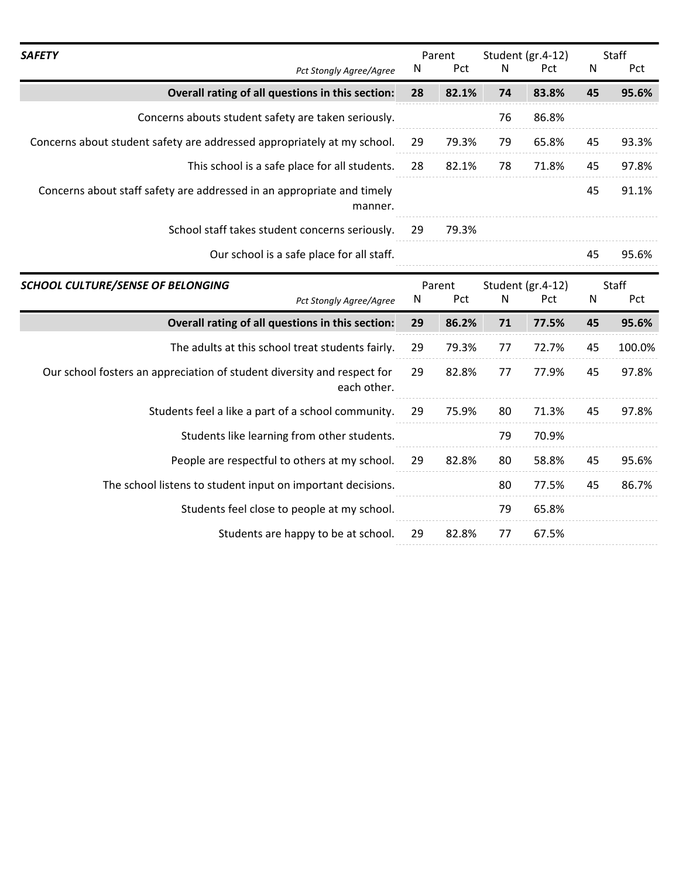| ***SAFETY*** | Parent | | Student (gr.4-12) | | Staff | |
|---|---|---|---|---|---|---|
| *Pct Stongly Agree/Agree* | N | Pct | N | Pct | N | Pct |
| **Overall rating of all questions in this section:** | **28** | **82.1%** | **74** | **83.8%** | **45** | **95.6%** |
| Concerns abouts student safety are taken seriously. | | | 76 | 86.8% | | |
| Concerns about student safety are addressed appropriately at my school. | 29 | 79.3% | 79 | 65.8% | 45 | 93.3% |
| This school is a safe place for all students. | 28 | 82.1% | 78 | 71.8% | 45 | 97.8% |
| Concerns about staff safety are addressed in an appropriate and timely manner. | | | | | 45 | 91.1% |
| School staff takes student concerns seriously. | 29 | 79.3% | | | | |
| Our school is a safe place for all staff. | | | | | 45 | 95.6% |

| ***SCHOOL CULTURE/SENSE OF BELONGING*** | Parent | | Student (gr.4-12) | | Staff | |
|---|---|---|---|---|---|---|
| *Pct Stongly Agree/Agree* | N | Pct | N | Pct | N | Pct |
| **Overall rating of all questions in this section:** | **29** | **86.2%** | **71** | **77.5%** | **45** | **95.6%** |
| The adults at this school treat students fairly. | 29 | 79.3% | 77 | 72.7% | 45 | 100.0% |
| Our school fosters an appreciation of student diversity and respect for each other. | 29 | 82.8% | 77 | 77.9% | 45 | 97.8% |
| Students feel a like a part of a school community. | 29 | 75.9% | 80 | 71.3% | 45 | 97.8% |
| Students like learning from other students. | | | 79 | 70.9% | | |
| People are respectful to others at my school. | 29 | 82.8% | 80 | 58.8% | 45 | 95.6% |
| The school listens to student input on important decisions. | | | 80 | 77.5% | 45 | 86.7% |
| Students feel close to people at my school. | | | 79 | 65.8% | | |
| Students are happy to be at school. | 29 | 82.8% | 77 | 67.5% | | |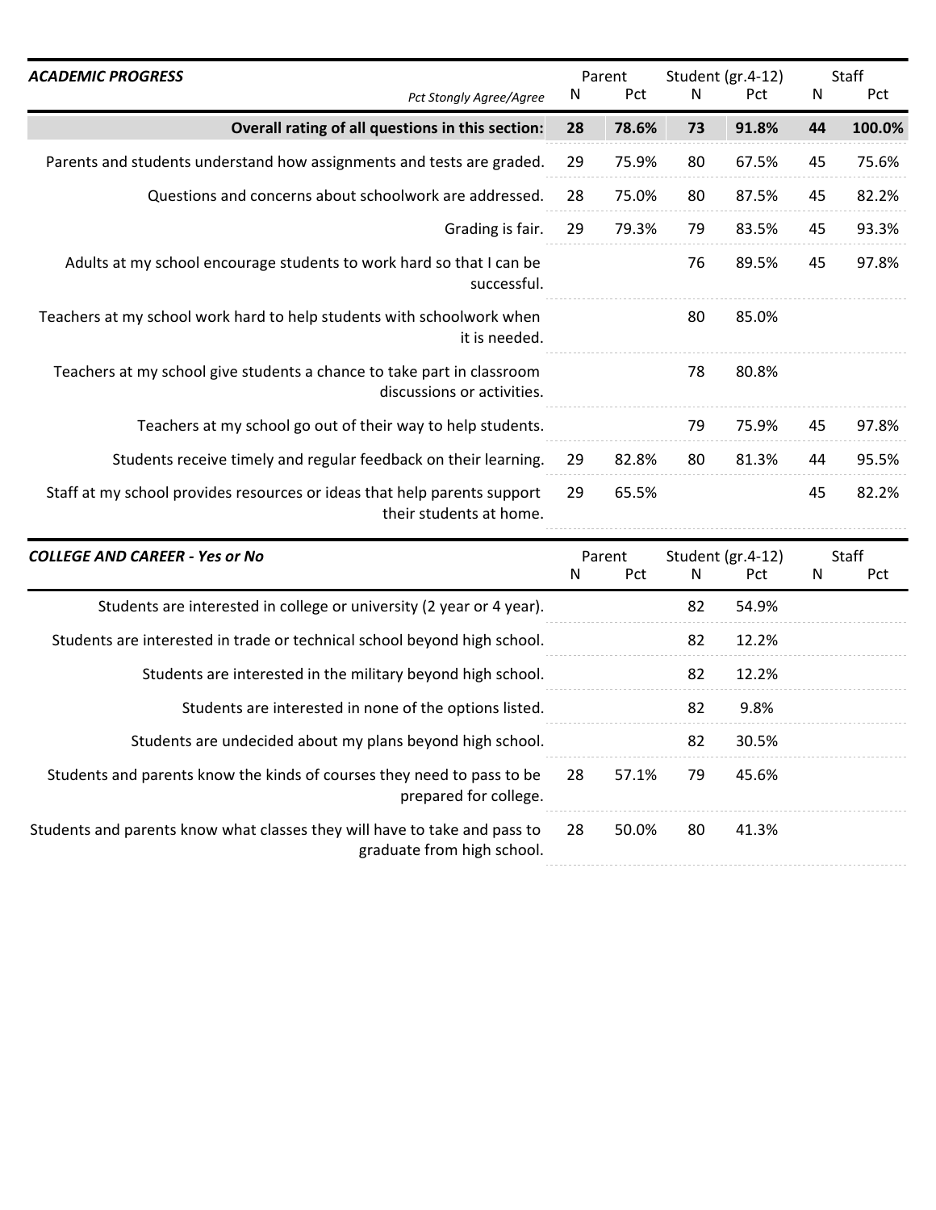| ***ACADEMIC PROGRESS*** *Pct Stongly Agree/Agree* | Parent | | Student (gr.4-12) | | Staff | |
|---|---|---|---|---|---|---|
| | N | Pct | N | Pct | N | Pct |
| **Overall rating of all questions in this section:** | **28** | **78.6%** | **73** | **91.8%** | **44** | **100.0%** |
| Parents and students understand how assignments and tests are graded. | 29 | 75.9% | 80 | 67.5% | 45 | 75.6% |
| Questions and concerns about schoolwork are addressed. | 28 | 75.0% | 80 | 87.5% | 45 | 82.2% |
| Grading is fair. | 29 | 79.3% | 79 | 83.5% | 45 | 93.3% |
| Adults at my school encourage students to work hard so that I can be successful. | | | 76 | 89.5% | 45 | 97.8% |
| Teachers at my school work hard to help students with schoolwork when it is needed. | | | 80 | 85.0% | | |
| Teachers at my school give students a chance to take part in classroom discussions or activities. | | | 78 | 80.8% | | |
| Teachers at my school go out of their way to help students. | | | 79 | 75.9% | 45 | 97.8% |
| Students receive timely and regular feedback on their learning. | 29 | 82.8% | 80 | 81.3% | 44 | 95.5% |
| Staff at my school provides resources or ideas that help parents support their students at home. | 29 | 65.5% | | | 45 | 82.2% |

| ***COLLEGE AND CAREER - Yes or No*** | Parent | | Student (gr.4-12) | | Staff | |
|---|---|---|---|---|---|---|
| | N | Pct | N | Pct | N | Pct |
| Students are interested in college or university (2 year or 4 year). | | | 82 | 54.9% | | |
| Students are interested in trade or technical school beyond high school. | | | 82 | 12.2% | | |
| Students are interested in the military beyond high school. | | | 82 | 12.2% | | |
| Students are interested in none of the options listed. | | | 82 | 9.8% | | |
| Students are undecided about my plans beyond high school. | | | 82 | 30.5% | | |
| Students and parents know the kinds of courses they need to pass to be prepared for college. | 28 | 57.1% | 79 | 45.6% | | |
| Students and parents know what classes they will have to take and pass to graduate from high school. | 28 | 50.0% | 80 | 41.3% | | |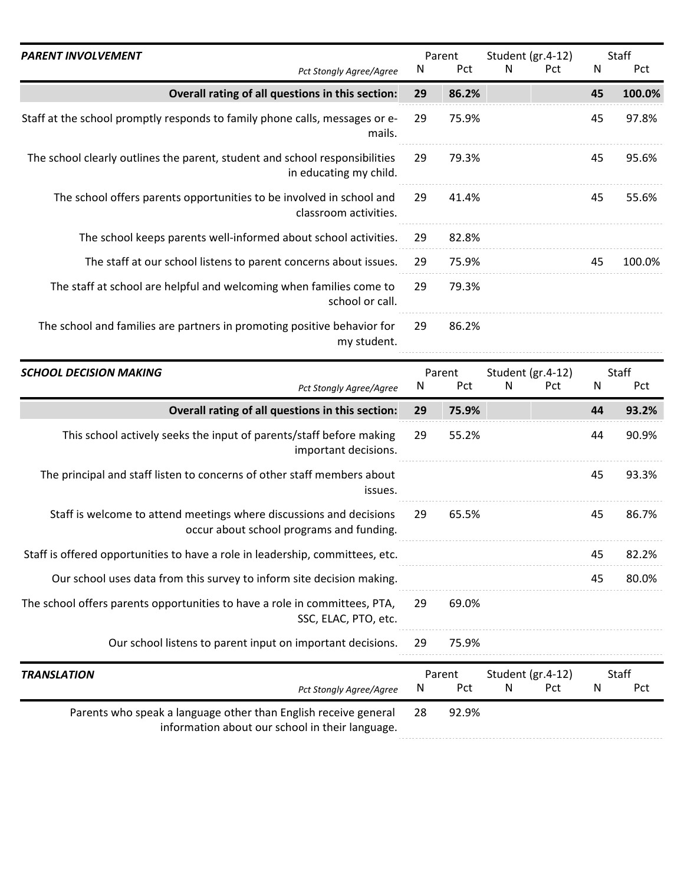| **PARENT INVOLVEMENT** | Parent | | Student (gr.4-12) | | Staff | |
|---|---|---|---|---|---|---|
| *Pct Stongly Agree/Agree* | N | Pct | N | Pct | N | Pct |
| **Overall rating of all questions in this section:** | **29** | **86.2%** | | | **45** | **100.0%** |
| Staff at the school promptly responds to family phone calls, messages or e-mails. | 29 | 75.9% | | | 45 | 97.8% |
| The school clearly outlines the parent, student and school responsibilities in educating my child. | 29 | 79.3% | | | 45 | 95.6% |
| The school offers parents opportunities to be involved in school and classroom activities. | 29 | 41.4% | | | 45 | 55.6% |
| The school keeps parents well-informed about school activities. | 29 | 82.8% | | | | |
| The staff at our school listens to parent concerns about issues. | 29 | 75.9% | | | 45 | 100.0% |
| The staff at school are helpful and welcoming when families come to school or call. | 29 | 79.3% | | | | |
| The school and families are partners in promoting positive behavior for my student. | 29 | 86.2% | | | | |

| **SCHOOL DECISION MAKING** | Parent | | Student (gr.4-12) | | Staff | |
|---|---|---|---|---|---|---|
| *Pct Stongly Agree/Agree* | N | Pct | N | Pct | N | Pct |
| **Overall rating of all questions in this section:** | **29** | **75.9%** | | | **44** | **93.2%** |
| This school actively seeks the input of parents/staff before making important decisions. | 29 | 55.2% | | | 44 | 90.9% |
| The principal and staff listen to concerns of other staff members about issues. | | | | | 45 | 93.3% |
| Staff is welcome to attend meetings where discussions and decisions occur about school programs and funding. | 29 | 65.5% | | | 45 | 86.7% |
| Staff is offered opportunities to have a role in leadership, committees, etc. | | | | | 45 | 82.2% |
| Our school uses data from this survey to inform site decision making. | | | | | 45 | 80.0% |
| The school offers parents opportunities to have a role in committees, PTA, SSC, ELAC, PTO, etc. | 29 | 69.0% | | | | |
| Our school listens to parent input on important decisions. | 29 | 75.9% | | | | |

| **TRANSLATION** | Parent | | Student (gr.4-12) | | Staff | |
|---|---|---|---|---|---|---|
| *Pct Stongly Agree/Agree* | N | Pct | N | Pct | N | Pct |
| Parents who speak a language other than English receive general information about our school in their language. | 28 | 92.9% | | | | |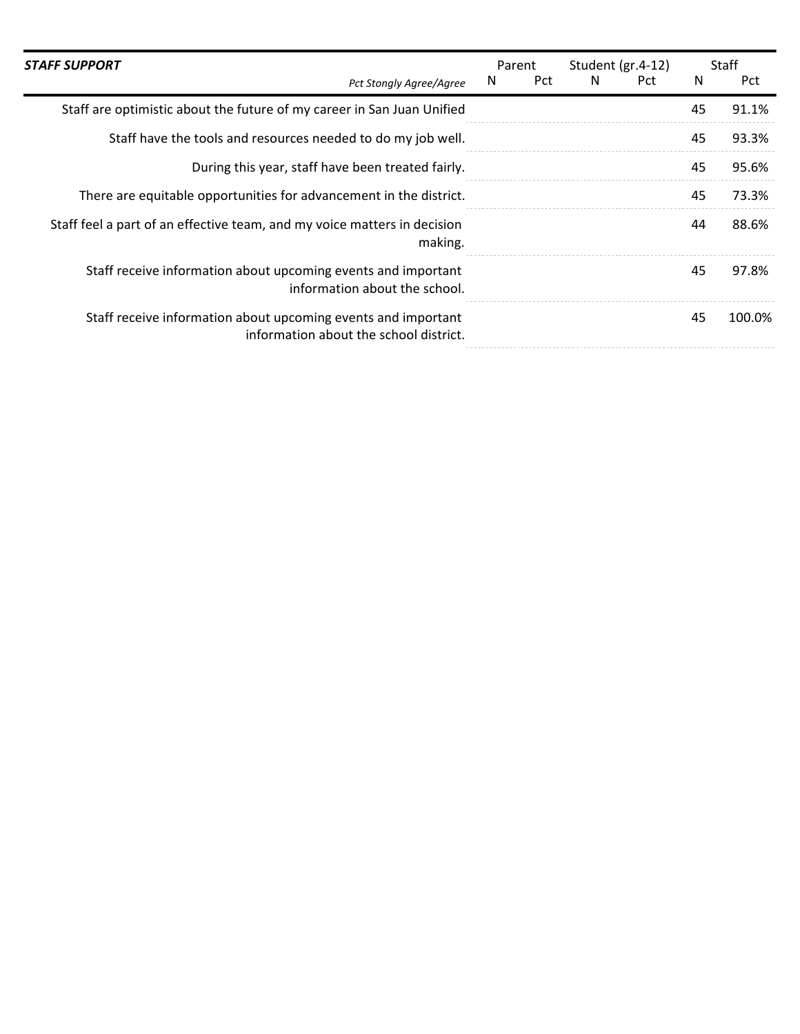| ***STAFF SUPPORT*** | Parent | | Student (gr.4-12) | | Staff | |
|---|---|---|---|---|---|---|
| *Pct Stongly Agree/Agree* | N | Pct | N | Pct | N | Pct |
| Staff are optimistic about the future of my career in San Juan Unified | | | | | 45 | 91.1% |
| Staff have the tools and resources needed to do my job well. | | | | | 45 | 93.3% |
| During this year, staff have been treated fairly. | | | | | 45 | 95.6% |
| There are equitable opportunities for advancement in the district. | | | | | 45 | 73.3% |
| Staff feel a part of an effective team, and my voice matters in decision making. | | | | | 44 | 88.6% |
| Staff receive information about upcoming events and important information about the school. | | | | | 45 | 97.8% |
| Staff receive information about upcoming events and important information about the school district. | | | | | 45 | 100.0% |